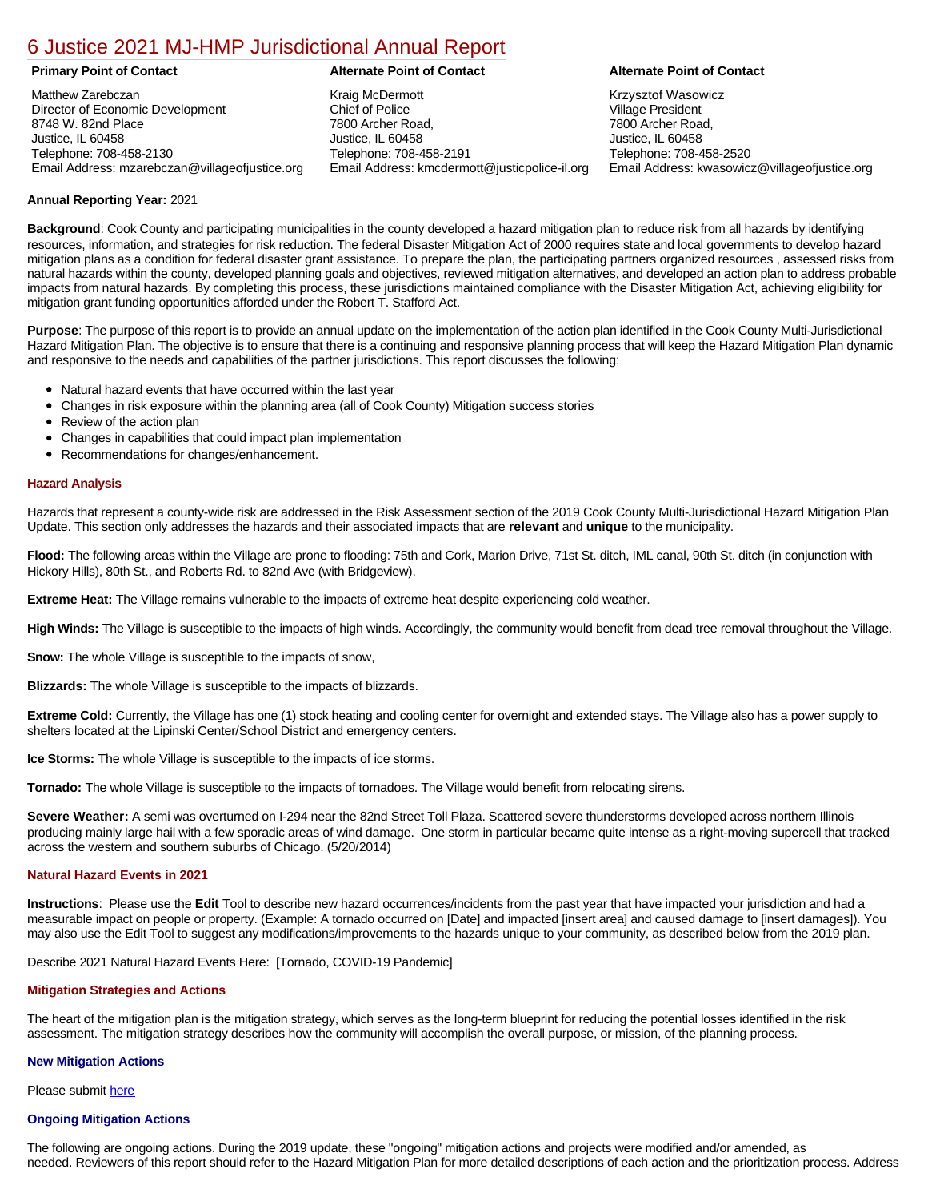# 6 Justice 2021 MJ-HMP Jurisdictional Annual Report

| Primary Point of Contact | Alternate Point of Contact | Alternate Point of Contact |
|---|---|---|
| Matthew Zarebczan<br>Director of Economic Development<br>8748 W. 82nd Place<br>Justice, IL 60458<br>Telephone: 708-458-2130<br>Email Address: mzarebczan@villageofjustice.org | Kraig McDermott<br>Chief of Police<br>7800 Archer Road,<br>Justice, IL 60458<br>Telephone: 708-458-2191<br>Email Address: kmcdermott@justicpolice-il.org | Krzysztof Wasowicz<br>Village President<br>7800 Archer Road,<br>Justice, IL 60458<br>Telephone: 708-458-2520<br>Email Address: kwasowicz@villageofjustice.org |

**Annual Reporting Year:** 2021

**Background**: Cook County and participating municipalities in the county developed a hazard mitigation plan to reduce risk from all hazards by identifying resources, information, and strategies for risk reduction. The federal Disaster Mitigation Act of 2000 requires state and local governments to develop hazard mitigation plans as a condition for federal disaster grant assistance. To prepare the plan, the participating partners organized resources , assessed risks from natural hazards within the county, developed planning goals and objectives, reviewed mitigation alternatives, and developed an action plan to address probable impacts from natural hazards. By completing this process, these jurisdictions maintained compliance with the Disaster Mitigation Act, achieving eligibility for mitigation grant funding opportunities afforded under the Robert T. Stafford Act.

**Purpose**: The purpose of this report is to provide an annual update on the implementation of the action plan identified in the Cook County Multi-Jurisdictional Hazard Mitigation Plan. The objective is to ensure that there is a continuing and responsive planning process that will keep the Hazard Mitigation Plan dynamic and responsive to the needs and capabilities of the partner jurisdictions. This report discusses the following:

- Natural hazard events that have occurred within the last year
- Changes in risk exposure within the planning area (all of Cook County) Mitigation success stories
- Review of the action plan
- Changes in capabilities that could impact plan implementation
- Recommendations for changes/enhancement.

### Hazard Analysis

Hazards that represent a county-wide risk are addressed in the Risk Assessment section of the 2019 Cook County Multi-Jurisdictional Hazard Mitigation Plan Update. This section only addresses the hazards and their associated impacts that are **relevant** and **unique** to the municipality.

**Flood:** The following areas within the Village are prone to flooding: 75th and Cork, Marion Drive, 71st St. ditch, IML canal, 90th St. ditch (in conjunction with Hickory Hills), 80th St., and Roberts Rd. to 82nd Ave (with Bridgeview).

**Extreme Heat:** The Village remains vulnerable to the impacts of extreme heat despite experiencing cold weather.

**High Winds:** The Village is susceptible to the impacts of high winds. Accordingly, the community would benefit from dead tree removal throughout the Village.

**Snow:** The whole Village is susceptible to the impacts of snow,

**Blizzards:** The whole Village is susceptible to the impacts of blizzards.

**Extreme Cold:** Currently, the Village has one (1) stock heating and cooling center for overnight and extended stays. The Village also has a power supply to shelters located at the Lipinski Center/School District and emergency centers.

**Ice Storms:** The whole Village is susceptible to the impacts of ice storms.

**Tornado:** The whole Village is susceptible to the impacts of tornadoes. The Village would benefit from relocating sirens.

**Severe Weather:** A semi was overturned on I-294 near the 82nd Street Toll Plaza. Scattered severe thunderstorms developed across northern Illinois producing mainly large hail with a few sporadic areas of wind damage. One storm in particular became quite intense as a right-moving supercell that tracked across the western and southern suburbs of Chicago. (5/20/2014)

### Natural Hazard Events in 2021

**Instructions**: Please use the **Edit** Tool to describe new hazard occurrences/incidents from the past year that have impacted your jurisdiction and had a measurable impact on people or property. (Example: A tornado occurred on [Date] and impacted [insert area] and caused damage to [insert damages]). You may also use the Edit Tool to suggest any modifications/improvements to the hazards unique to your community, as described below from the 2019 plan.

Describe 2021 Natural Hazard Events Here: [Tornado, COVID-19 Pandemic]

### Mitigation Strategies and Actions

The heart of the mitigation plan is the mitigation strategy, which serves as the long-term blueprint for reducing the potential losses identified in the risk assessment. The mitigation strategy describes how the community will accomplish the overall purpose, or mission, of the planning process.

#### New Mitigation Actions

Please submit here

#### Ongoing Mitigation Actions

The following are ongoing actions. During the 2019 update, these "ongoing" mitigation actions and projects were modified and/or amended, as needed. Reviewers of this report should refer to the Hazard Mitigation Plan for more detailed descriptions of each action and the prioritization process. Address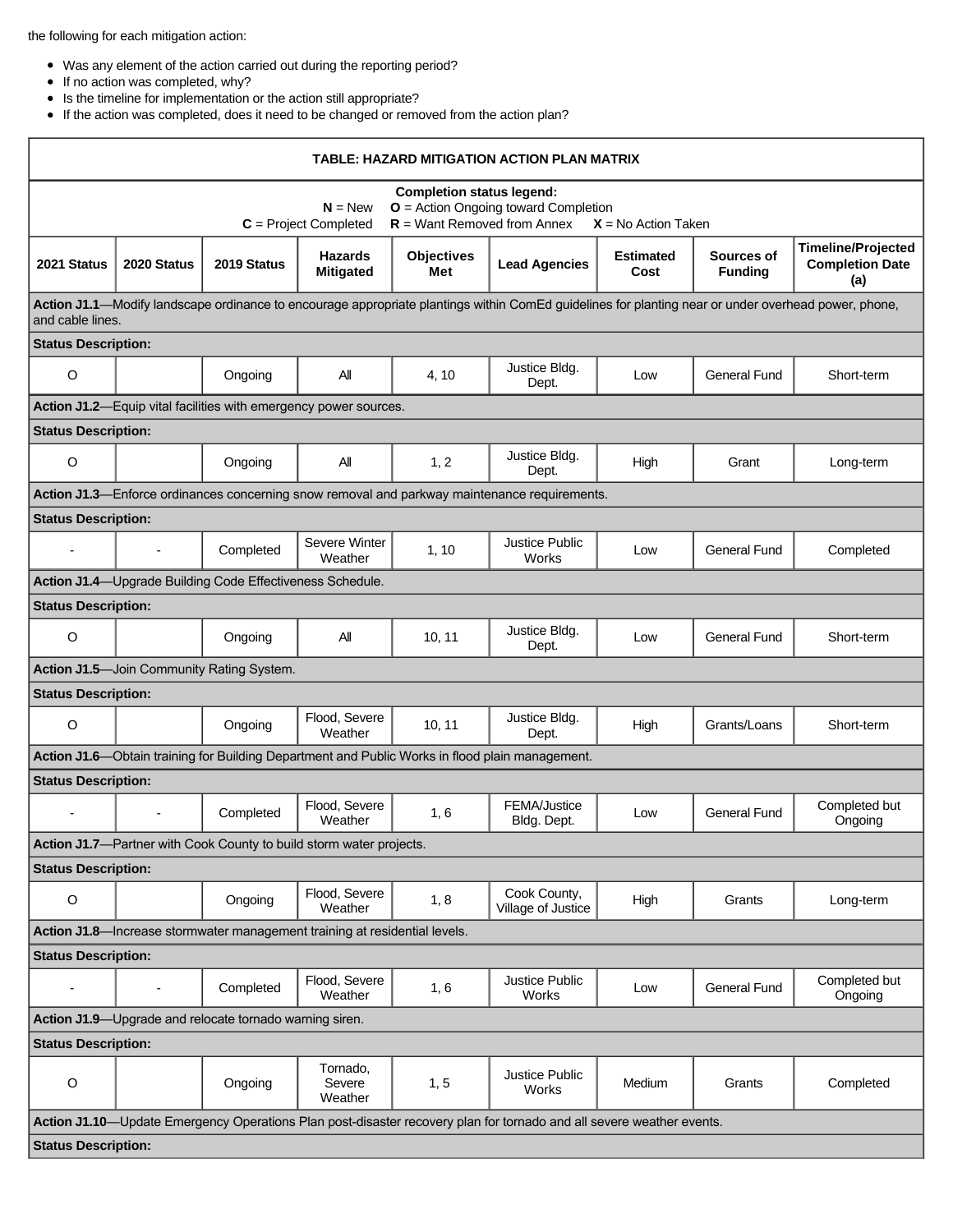the following for each mitigation action:

- Was any element of the action carried out during the reporting period?
- If no action was completed, why?
- Is the timeline for implementation or the action still appropriate?
- If the action was completed, does it need to be changed or removed from the action plan?

| TABLE: HAZARD MITIGATION ACTION PLAN MATRIX | | | | | | | | |
|---|---|---|---|---|---|---|---|---|
| **Completion status legend:** **N** = New **O** = Action Ongoing toward Completion **C** = Project Completed **R** = Want Removed from Annex **X** = No Action Taken | | | | | | | | |
| **2021 Status** | **2020 Status** | **2019 Status** | **Hazards Mitigated** | **Objectives Met** | **Lead Agencies** | **Estimated Cost** | **Sources of Funding** | **Timeline/Projected Completion Date (a)** |
| **Action J1.1**—Modify landscape ordinance to encourage appropriate plantings within ComEd guidelines for planting near or under overhead power, phone, and cable lines. | | | | | | | | |
| **Status Description:** | | | | | | | | |
| O | | Ongoing | All | 4, 10 | Justice Bldg. Dept. | Low | General Fund | Short-term |
| **Action J1.2**—Equip vital facilities with emergency power sources. | | | | | | | | |
| **Status Description:** | | | | | | | | |
| O | | Ongoing | All | 1, 2 | Justice Bldg. Dept. | High | Grant | Long-term |
| **Action J1.3**—Enforce ordinances concerning snow removal and parkway maintenance requirements. | | | | | | | | |
| **Status Description:** | | | | | | | | |
| - | - | Completed | Severe Winter Weather | 1, 10 | Justice Public Works | Low | General Fund | Completed |
| **Action J1.4**—Upgrade Building Code Effectiveness Schedule. | | | | | | | | |
| **Status Description:** | | | | | | | | |
| O | | Ongoing | All | 10, 11 | Justice Bldg. Dept. | Low | General Fund | Short-term |
| **Action J1.5**—Join Community Rating System. | | | | | | | | |
| **Status Description:** | | | | | | | | |
| O | | Ongoing | Flood, Severe Weather | 10, 11 | Justice Bldg. Dept. | High | Grants/Loans | Short-term |
| **Action J1.6**—Obtain training for Building Department and Public Works in flood plain management. | | | | | | | | |
| **Status Description:** | | | | | | | | |
| - | - | Completed | Flood, Severe Weather | 1, 6 | FEMA/Justice Bldg. Dept. | Low | General Fund | Completed but Ongoing |
| **Action J1.7**—Partner with Cook County to build storm water projects. | | | | | | | | |
| **Status Description:** | | | | | | | | |
| O | | Ongoing | Flood, Severe Weather | 1, 8 | Cook County, Village of Justice | High | Grants | Long-term |
| **Action J1.8**—Increase stormwater management training at residential levels. | | | | | | | | |
| **Status Description:** | | | | | | | | |
| - | - | Completed | Flood, Severe Weather | 1, 6 | Justice Public Works | Low | General Fund | Completed but Ongoing |
| **Action J1.9**—Upgrade and relocate tornado warning siren. | | | | | | | | |
| **Status Description:** | | | | | | | | |
| O | | Ongoing | Tornado, Severe Weather | 1, 5 | Justice Public Works | Medium | Grants | Completed |
| **Action J1.10**—Update Emergency Operations Plan post-disaster recovery plan for tornado and all severe weather events. | | | | | | | | |
| **Status Description:** | | | | | | | | |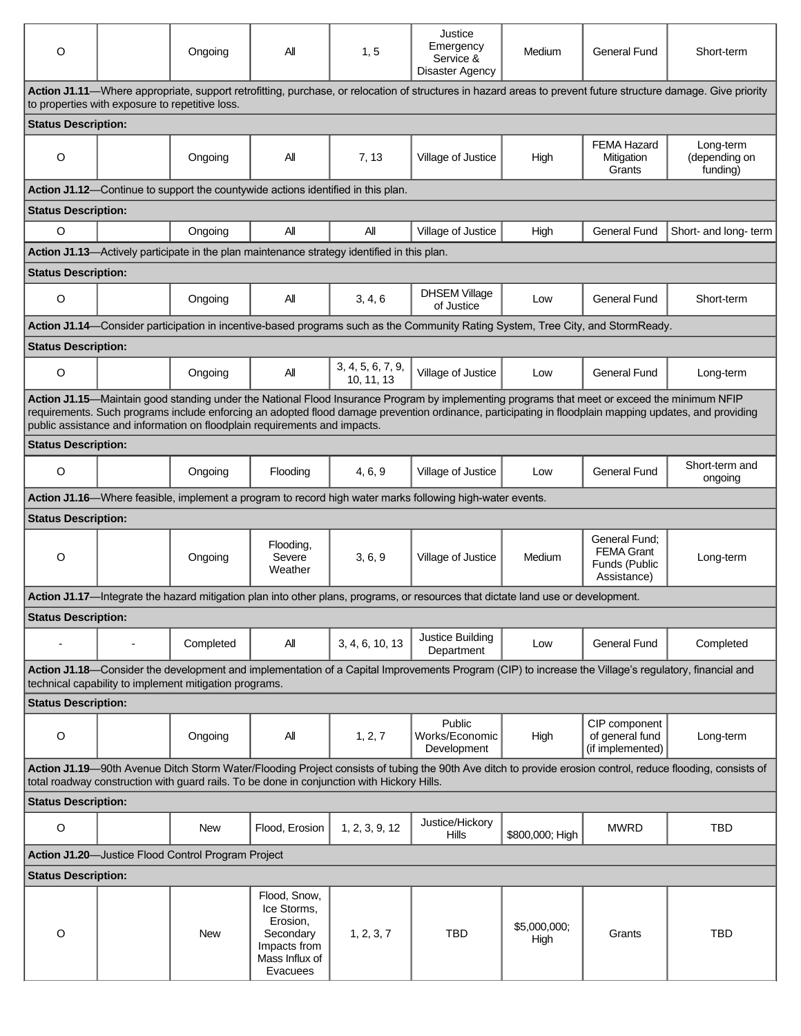| | | | | | | | | |
|---|---|---|---|---|---|---|---|---|
| O | | Ongoing | All | 1, 5 | Justice Emergency Service & Disaster Agency | Medium | General Fund | Short-term |
| **Action J1.11**—Where appropriate, support retrofitting, purchase, or relocation of structures in hazard areas to prevent future structure damage. Give priority to properties with exposure to repetitive loss. | | | | | | | | |
| **Status Description:** | | | | | | | | |
| O | | Ongoing | All | 7, 13 | Village of Justice | High | FEMA Hazard Mitigation Grants | Long-term (depending on funding) |
| **Action J1.12**—Continue to support the countywide actions identified in this plan. | | | | | | | | |
| **Status Description:** | | | | | | | | |
| O | | Ongoing | All | All | Village of Justice | High | General Fund | Short- and long- term |
| **Action J1.13**—Actively participate in the plan maintenance strategy identified in this plan. | | | | | | | | |
| **Status Description:** | | | | | | | | |
| O | | Ongoing | All | 3, 4, 6 | DHSEM Village of Justice | Low | General Fund | Short-term |
| **Action J1.14**—Consider participation in incentive-based programs such as the Community Rating System, Tree City, and StormReady. | | | | | | | | |
| **Status Description:** | | | | | | | | |
| O | | Ongoing | All | 3, 4, 5, 6, 7, 9, 10, 11, 13 | Village of Justice | Low | General Fund | Long-term |
| **Action J1.15**—Maintain good standing under the National Flood Insurance Program by implementing programs that meet or exceed the minimum NFIP requirements. Such programs include enforcing an adopted flood damage prevention ordinance, participating in floodplain mapping updates, and providing public assistance and information on floodplain requirements and impacts. | | | | | | | | |
| **Status Description:** | | | | | | | | |
| O | | Ongoing | Flooding | 4, 6, 9 | Village of Justice | Low | General Fund | Short-term and ongoing |
| **Action J1.16**—Where feasible, implement a program to record high water marks following high-water events. | | | | | | | | |
| **Status Description:** | | | | | | | | |
| O | | Ongoing | Flooding, Severe Weather | 3, 6, 9 | Village of Justice | Medium | General Fund; FEMA Grant Funds (Public Assistance) | Long-term |
| **Action J1.17**—Integrate the hazard mitigation plan into other plans, programs, or resources that dictate land use or development. | | | | | | | | |
| **Status Description:** | | | | | | | | |
| - | - | Completed | All | 3, 4, 6, 10, 13 | Justice Building Department | Low | General Fund | Completed |
| **Action J1.18**—Consider the development and implementation of a Capital Improvements Program (CIP) to increase the Village's regulatory, financial and technical capability to implement mitigation programs. | | | | | | | | |
| **Status Description:** | | | | | | | | |
| O | | Ongoing | All | 1, 2, 7 | Public Works/Economic Development | High | CIP component of general fund (if implemented) | Long-term |
| **Action J1.19**—90th Avenue Ditch Storm Water/Flooding Project consists of tubing the 90th Ave ditch to provide erosion control, reduce flooding, consists of total roadway construction with guard rails. To be done in conjunction with Hickory Hills. | | | | | | | | |
| **Status Description:** | | | | | | | | |
| O | | New | Flood, Erosion | 1, 2, 3, 9, 12 | Justice/Hickory Hills | \$800,000; High | MWRD | TBD |
| **Action J1.20**—Justice Flood Control Program Project | | | | | | | | |
| **Status Description:** | | | | | | | | |
| O | | New | Flood, Snow, Ice Storms, Erosion, Secondary Impacts from Mass Influx of Evacuees | 1, 2, 3, 7 | TBD | \$5,000,000; High | Grants | TBD |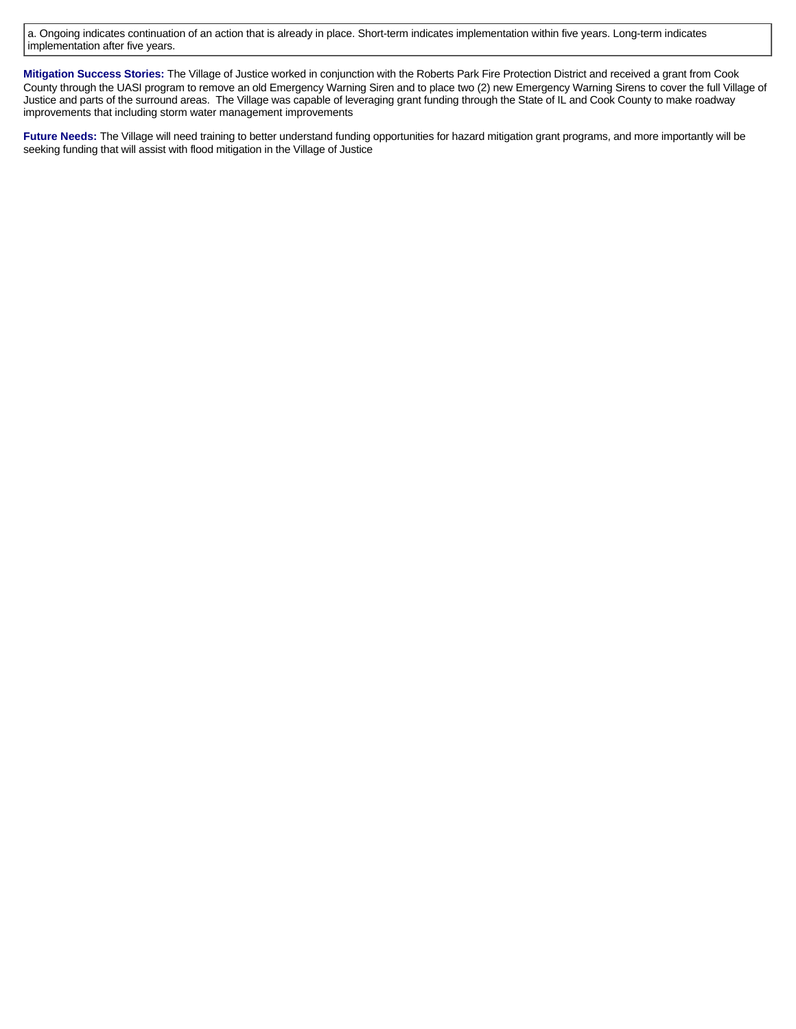| a. Ongoing indicates continuation of an action that is already in place. Short-term indicates implementation within five years. Long-term indicates implementation after five years. |
|---|

**Mitigation Success Stories:** The Village of Justice worked in conjunction with the Roberts Park Fire Protection District and received a grant from Cook County through the UASI program to remove an old Emergency Warning Siren and to place two (2) new Emergency Warning Sirens to cover the full Village of Justice and parts of the surround areas. The Village was capable of leveraging grant funding through the State of IL and Cook County to make roadway improvements that including storm water management improvements

**Future Needs:** The Village will need training to better understand funding opportunities for hazard mitigation grant programs, and more importantly will be seeking funding that will assist with flood mitigation in the Village of Justice